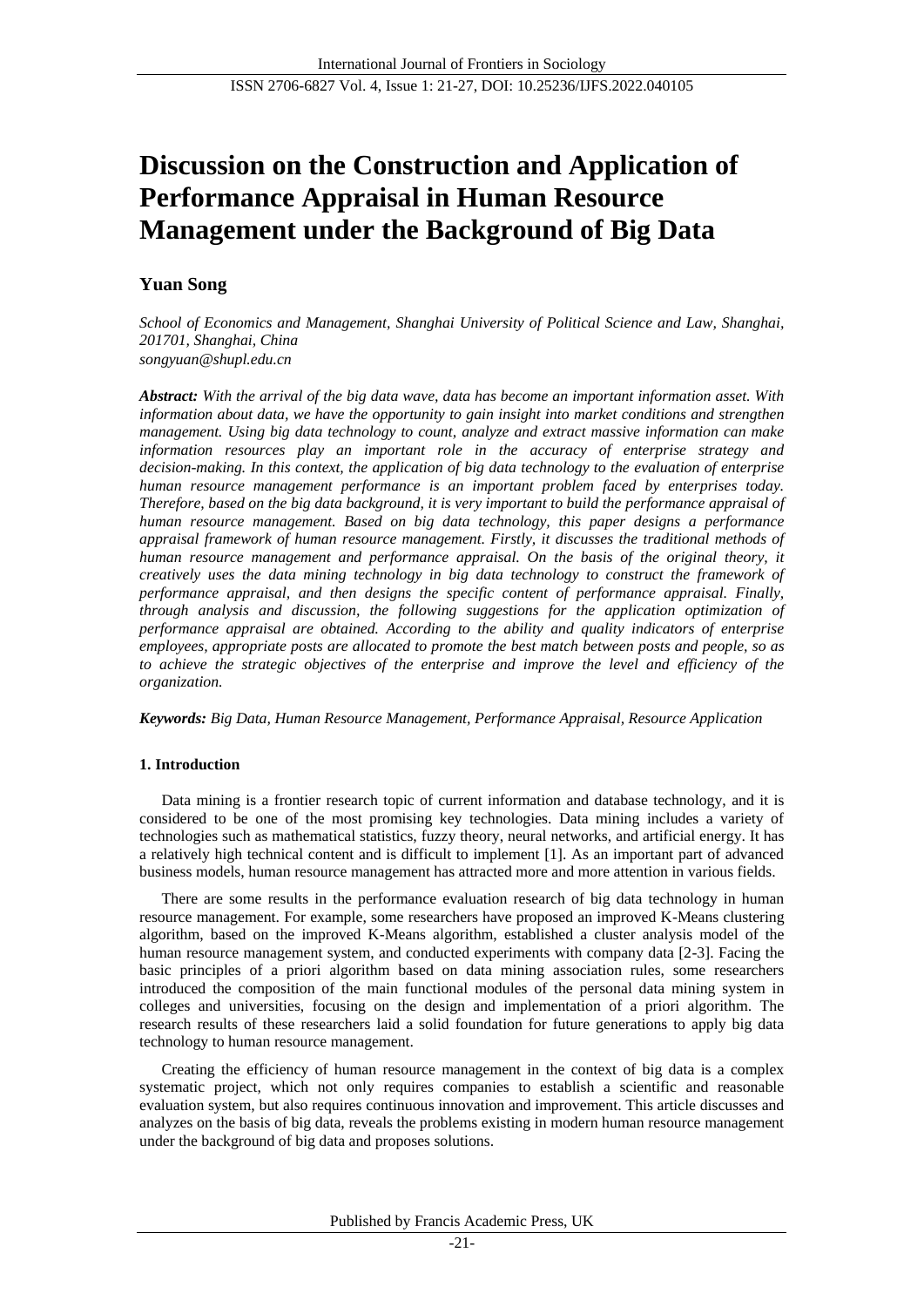# Discussion on the Construction and Application of Performance Appraisal in Human Resource Management under the Background of Big Data

**Yuan Song**

*School of Economics and Management, Shanghai University of Political Science and Law, Shanghai, 201701, Shanghai, China*
*songyuan@shupl.edu.cn*

***Abstract:*** *With the arrival of the big data wave, data has become an important information asset. With information about data, we have the opportunity to gain insight into market conditions and strengthen management. Using big data technology to count, analyze and extract massive information can make information resources play an important role in the accuracy of enterprise strategy and decision-making. In this context, the application of big data technology to the evaluation of enterprise human resource management performance is an important problem faced by enterprises today. Therefore, based on the big data background, it is very important to build the performance appraisal of human resource management. Based on big data technology, this paper designs a performance appraisal framework of human resource management. Firstly, it discusses the traditional methods of human resource management and performance appraisal. On the basis of the original theory, it creatively uses the data mining technology in big data technology to construct the framework of performance appraisal, and then designs the specific content of performance appraisal. Finally, through analysis and discussion, the following suggestions for the application optimization of performance appraisal are obtained. According to the ability and quality indicators of enterprise employees, appropriate posts are allocated to promote the best match between posts and people, so as to achieve the strategic objectives of the enterprise and improve the level and efficiency of the organization.*

***Keywords:*** *Big Data, Human Resource Management, Performance Appraisal, Resource Application*

## 1. Introduction

Data mining is a frontier research topic of current information and database technology, and it is considered to be one of the most promising key technologies. Data mining includes a variety of technologies such as mathematical statistics, fuzzy theory, neural networks, and artificial energy. It has a relatively high technical content and is difficult to implement [1]. As an important part of advanced business models, human resource management has attracted more and more attention in various fields.

There are some results in the performance evaluation research of big data technology in human resource management. For example, some researchers have proposed an improved K-Means clustering algorithm, based on the improved K-Means algorithm, established a cluster analysis model of the human resource management system, and conducted experiments with company data [2-3]. Facing the basic principles of a priori algorithm based on data mining association rules, some researchers introduced the composition of the main functional modules of the personal data mining system in colleges and universities, focusing on the design and implementation of a priori algorithm. The research results of these researchers laid a solid foundation for future generations to apply big data technology to human resource management.

Creating the efficiency of human resource management in the context of big data is a complex systematic project, which not only requires companies to establish a scientific and reasonable evaluation system, but also requires continuous innovation and improvement. This article discusses and analyzes on the basis of big data, reveals the problems existing in modern human resource management under the background of big data and proposes solutions.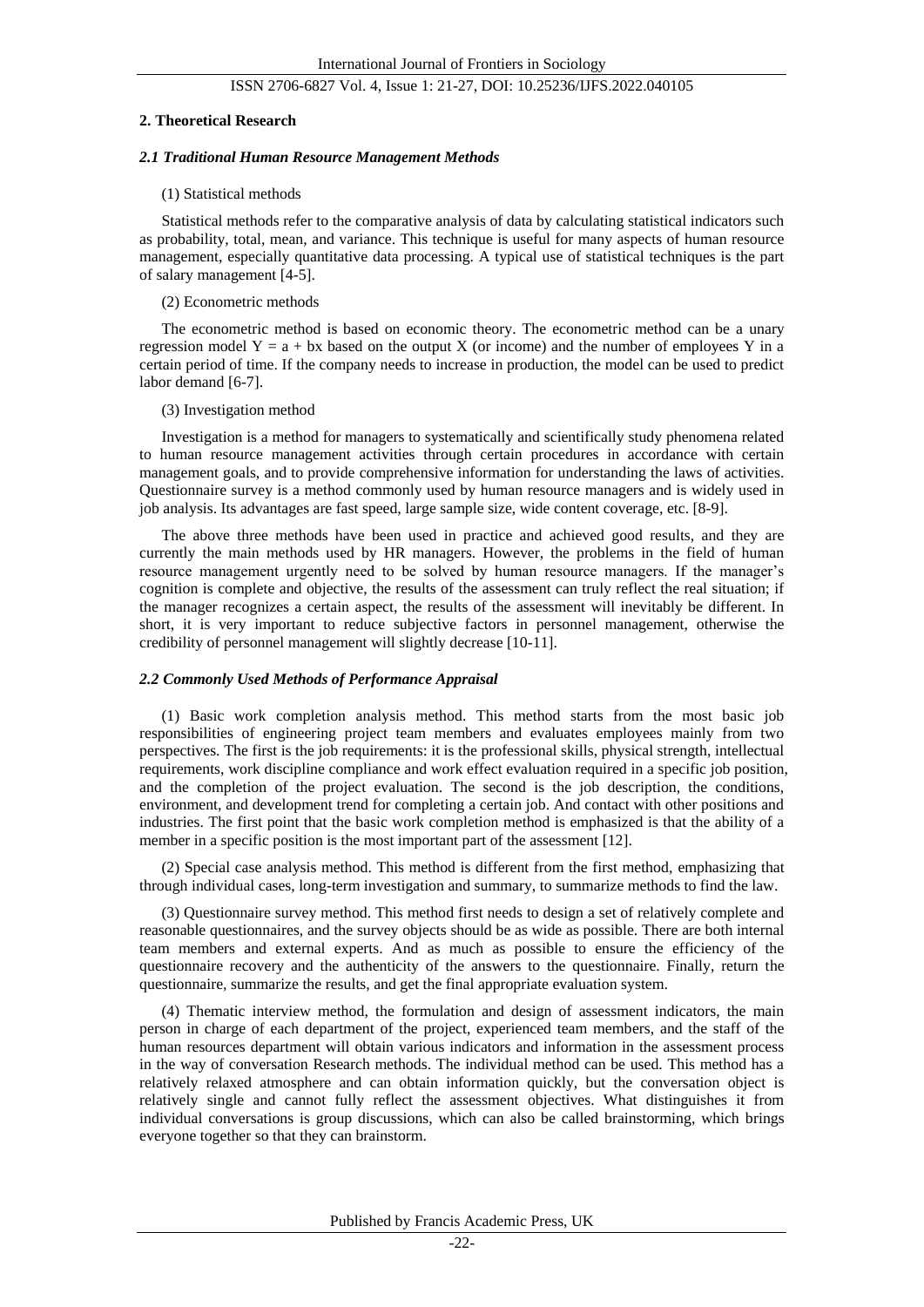## 2. Theoretical Research

### *2.1 Traditional Human Resource Management Methods*

(1) Statistical methods

Statistical methods refer to the comparative analysis of data by calculating statistical indicators such as probability, total, mean, and variance. This technique is useful for many aspects of human resource management, especially quantitative data processing. A typical use of statistical techniques is the part of salary management [4-5].

(2) Econometric methods

The econometric method is based on economic theory. The econometric method can be a unary regression model $Y = a + bx$ based on the output X (or income) and the number of employees Y in a certain period of time. If the company needs to increase in production, the model can be used to predict labor demand [6-7].

(3) Investigation method

Investigation is a method for managers to systematically and scientifically study phenomena related to human resource management activities through certain procedures in accordance with certain management goals, and to provide comprehensive information for understanding the laws of activities. Questionnaire survey is a method commonly used by human resource managers and is widely used in job analysis. Its advantages are fast speed, large sample size, wide content coverage, etc. [8-9].

The above three methods have been used in practice and achieved good results, and they are currently the main methods used by HR managers. However, the problems in the field of human resource management urgently need to be solved by human resource managers. If the manager's cognition is complete and objective, the results of the assessment can truly reflect the real situation; if the manager recognizes a certain aspect, the results of the assessment will inevitably be different. In short, it is very important to reduce subjective factors in personnel management, otherwise the credibility of personnel management will slightly decrease [10-11].

### *2.2 Commonly Used Methods of Performance Appraisal*

(1) Basic work completion analysis method. This method starts from the most basic job responsibilities of engineering project team members and evaluates employees mainly from two perspectives. The first is the job requirements: it is the professional skills, physical strength, intellectual requirements, work discipline compliance and work effect evaluation required in a specific job position, and the completion of the project evaluation. The second is the job description, the conditions, environment, and development trend for completing a certain job. And contact with other positions and industries. The first point that the basic work completion method is emphasized is that the ability of a member in a specific position is the most important part of the assessment [12].

(2) Special case analysis method. This method is different from the first method, emphasizing that through individual cases, long-term investigation and summary, to summarize methods to find the law.

(3) Questionnaire survey method. This method first needs to design a set of relatively complete and reasonable questionnaires, and the survey objects should be as wide as possible. There are both internal team members and external experts. And as much as possible to ensure the efficiency of the questionnaire recovery and the authenticity of the answers to the questionnaire. Finally, return the questionnaire, summarize the results, and get the final appropriate evaluation system.

(4) Thematic interview method, the formulation and design of assessment indicators, the main person in charge of each department of the project, experienced team members, and the staff of the human resources department will obtain various indicators and information in the assessment process in the way of conversation Research methods. The individual method can be used. This method has a relatively relaxed atmosphere and can obtain information quickly, but the conversation object is relatively single and cannot fully reflect the assessment objectives. What distinguishes it from individual conversations is group discussions, which can also be called brainstorming, which brings everyone together so that they can brainstorm.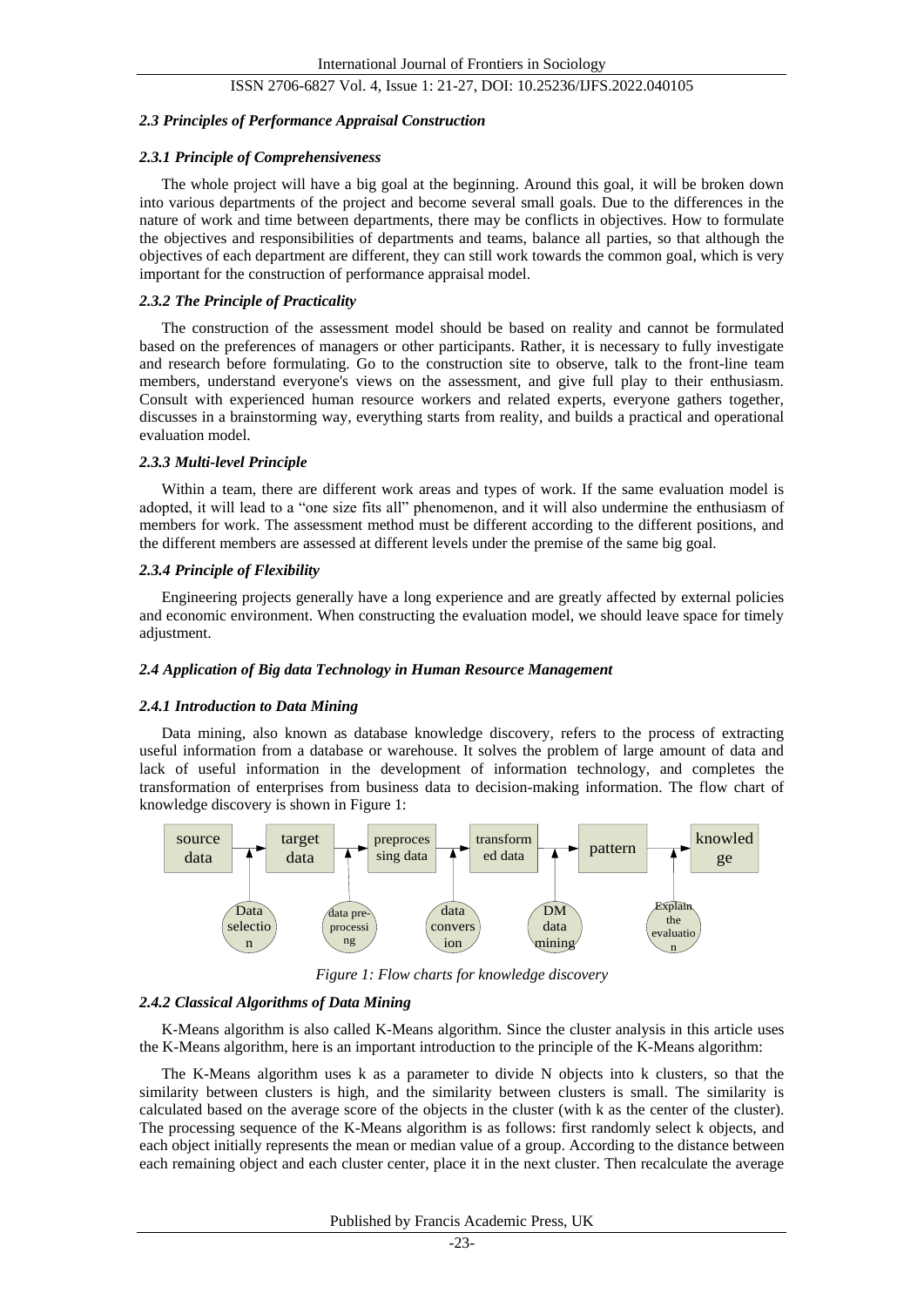### 2.3 Principles of Performance Appraisal Construction

#### 2.3.1 Principle of Comprehensiveness

The whole project will have a big goal at the beginning. Around this goal, it will be broken down into various departments of the project and become several small goals. Due to the differences in the nature of work and time between departments, there may be conflicts in objectives. How to formulate the objectives and responsibilities of departments and teams, balance all parties, so that although the objectives of each department are different, they can still work towards the common goal, which is very important for the construction of performance appraisal model.

#### 2.3.2 The Principle of Practicality

The construction of the assessment model should be based on reality and cannot be formulated based on the preferences of managers or other participants. Rather, it is necessary to fully investigate and research before formulating. Go to the construction site to observe, talk to the front-line team members, understand everyone's views on the assessment, and give full play to their enthusiasm. Consult with experienced human resource workers and related experts, everyone gathers together, discusses in a brainstorming way, everything starts from reality, and builds a practical and operational evaluation model.

#### 2.3.3 Multi-level Principle

Within a team, there are different work areas and types of work. If the same evaluation model is adopted, it will lead to a "one size fits all" phenomenon, and it will also undermine the enthusiasm of members for work. The assessment method must be different according to the different positions, and the different members are assessed at different levels under the premise of the same big goal.

#### 2.3.4 Principle of Flexibility

Engineering projects generally have a long experience and are greatly affected by external policies and economic environment. When constructing the evaluation model, we should leave space for timely adjustment.

### 2.4 Application of Big data Technology in Human Resource Management

#### 2.4.1 Introduction to Data Mining

Data mining, also known as database knowledge discovery, refers to the process of extracting useful information from a database or warehouse. It solves the problem of large amount of data and lack of useful information in the development of information technology, and completes the transformation of enterprises from business data to decision-making information. The flow chart of knowledge discovery is shown in Figure 1:

*Figure 1: Flow charts for knowledge discovery*

#### 2.4.2 Classical Algorithms of Data Mining

K-Means algorithm is also called K-Means algorithm. Since the cluster analysis in this article uses the K-Means algorithm, here is an important introduction to the principle of the K-Means algorithm:

The K-Means algorithm uses k as a parameter to divide N objects into k clusters, so that the similarity between clusters is high, and the similarity between clusters is small. The similarity is calculated based on the average score of the objects in the cluster (with k as the center of the cluster). The processing sequence of the K-Means algorithm is as follows: first randomly select k objects, and each object initially represents the mean or median value of a group. According to the distance between each remaining object and each cluster center, place it in the next cluster. Then recalculate the average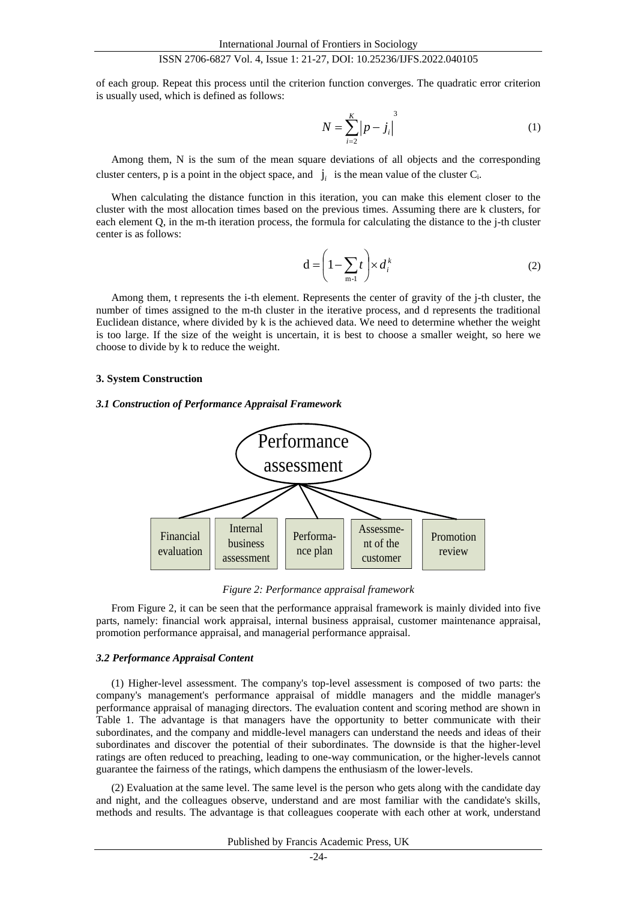of each group. Repeat this process until the criterion function converges. The quadratic error criterion is usually used, which is defined as follows:

$$N = \sum_{i=2}^{K} \left| p - j_i \right|^3 \tag{1}$$

Among them, N is the sum of the mean square deviations of all objects and the corresponding cluster centers, p is a point in the object space, and $j_i$ is the mean value of the cluster $C_i$.

When calculating the distance function in this iteration, you can make this element closer to the cluster with the most allocation times based on the previous times. Assuming there are k clusters, for each element Q, in the m-th iteration process, the formula for calculating the distance to the j-th cluster center is as follows:

$$\mathrm{d} = \left(1 - \sum_{\mathrm{m-1}} t\right) \times d_i^k \tag{2}$$

Among them, t represents the i-th element. Represents the center of gravity of the j-th cluster, the number of times assigned to the m-th cluster in the iterative process, and d represents the traditional Euclidean distance, where divided by k is the achieved data. We need to determine whether the weight is too large. If the size of the weight is uncertain, it is best to choose a smaller weight, so here we choose to divide by k to reduce the weight.

## 3. System Construction

### *3.1 Construction of Performance Appraisal Framework*

Performance assessment

Financial evaluation | Internal business assessment | Performance plan | Assessment of the customer | Promotion review

*Figure 2: Performance appraisal framework*

From Figure 2, it can be seen that the performance appraisal framework is mainly divided into five parts, namely: financial work appraisal, internal business appraisal, customer maintenance appraisal, promotion performance appraisal, and managerial performance appraisal.

### *3.2 Performance Appraisal Content*

(1) Higher-level assessment. The company's top-level assessment is composed of two parts: the company's management's performance appraisal of middle managers and the middle manager's performance appraisal of managing directors. The evaluation content and scoring method are shown in Table 1. The advantage is that managers have the opportunity to better communicate with their subordinates, and the company and middle-level managers can understand the needs and ideas of their subordinates and discover the potential of their subordinates. The downside is that the higher-level ratings are often reduced to preaching, leading to one-way communication, or the higher-levels cannot guarantee the fairness of the ratings, which dampens the enthusiasm of the lower-levels.

(2) Evaluation at the same level. The same level is the person who gets along with the candidate day and night, and the colleagues observe, understand and are most familiar with the candidate's skills, methods and results. The advantage is that colleagues cooperate with each other at work, understand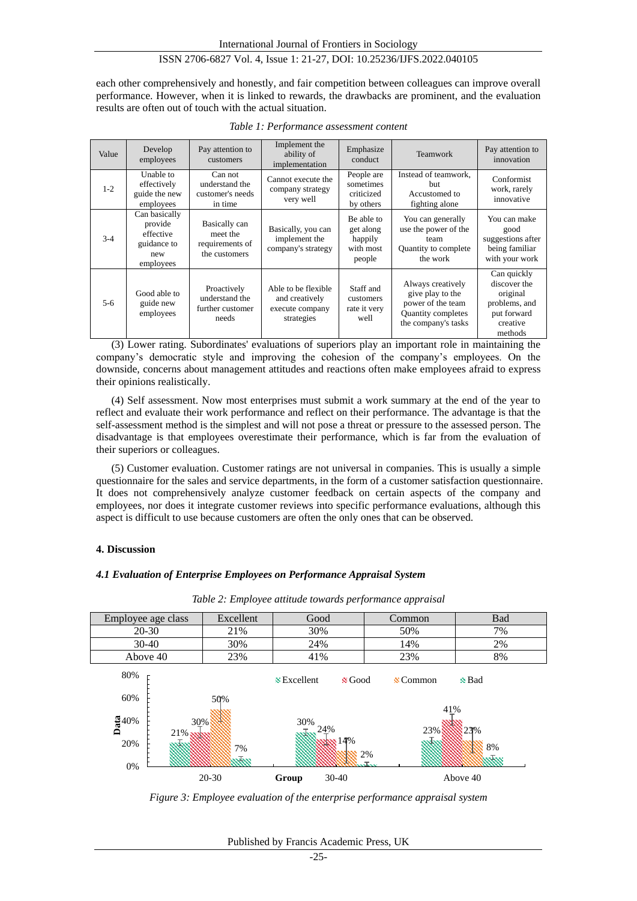each other comprehensively and honestly, and fair competition between colleagues can improve overall performance. However, when it is linked to rewards, the drawbacks are prominent, and the evaluation results are often out of touch with the actual situation.

*Table 1: Performance assessment content*

| Value | Develop employees | Pay attention to customers | Implement the ability of implementation | Emphasize conduct | Teamwork | Pay attention to innovation |
|---|---|---|---|---|---|---|
| 1-2 | Unable to effectively guide the new employees | Can not understand the customer's needs in time | Cannot execute the company strategy very well | People are sometimes criticized by others | Instead of teamwork, but Accustomed to fighting alone | Conformist work, rarely innovative |
| 3-4 | Can basically provide effective guidance to new employees | Basically can meet the requirements of the customers | Basically, you can implement the company's strategy | Be able to get along happily with most people | You can generally use the power of the team Quantity to complete the work | You can make good suggestions after being familiar with your work |
| 5-6 | Good able to guide new employees | Proactively understand the further customer needs | Able to be flexible and creatively execute company strategies | Staff and customers rate it very well | Always creatively give play to the power of the team Quantity completes the company's tasks | Can quickly discover the original problems, and put forward creative methods |

(3) Lower rating. Subordinates' evaluations of superiors play an important role in maintaining the company's democratic style and improving the cohesion of the company's employees. On the downside, concerns about management attitudes and reactions often make employees afraid to express their opinions realistically.

(4) Self assessment. Now most enterprises must submit a work summary at the end of the year to reflect and evaluate their work performance and reflect on their performance. The advantage is that the self-assessment method is the simplest and will not pose a threat or pressure to the assessed person. The disadvantage is that employees overestimate their performance, which is far from the evaluation of their superiors or colleagues.

(5) Customer evaluation. Customer ratings are not universal in companies. This is usually a simple questionnaire for the sales and service departments, in the form of a customer satisfaction questionnaire. It does not comprehensively analyze customer feedback on certain aspects of the company and employees, nor does it integrate customer reviews into specific performance evaluations, although this aspect is difficult to use because customers are often the only ones that can be observed.

## 4. Discussion

### *4.1 Evaluation of Enterprise Employees on Performance Appraisal System*

*Table 2: Employee attitude towards performance appraisal*

| Employee age class | Excellent | Good | Common | Bad |
|---|---|---|---|---|
| 20-30 | 21% | 30% | 50% | 7% |
| 30-40 | 30% | 24% | 14% | 2% |
| Above 40 | 23% | 41% | 23% | 8% |

*Figure 3: Employee evaluation of the enterprise performance appraisal system*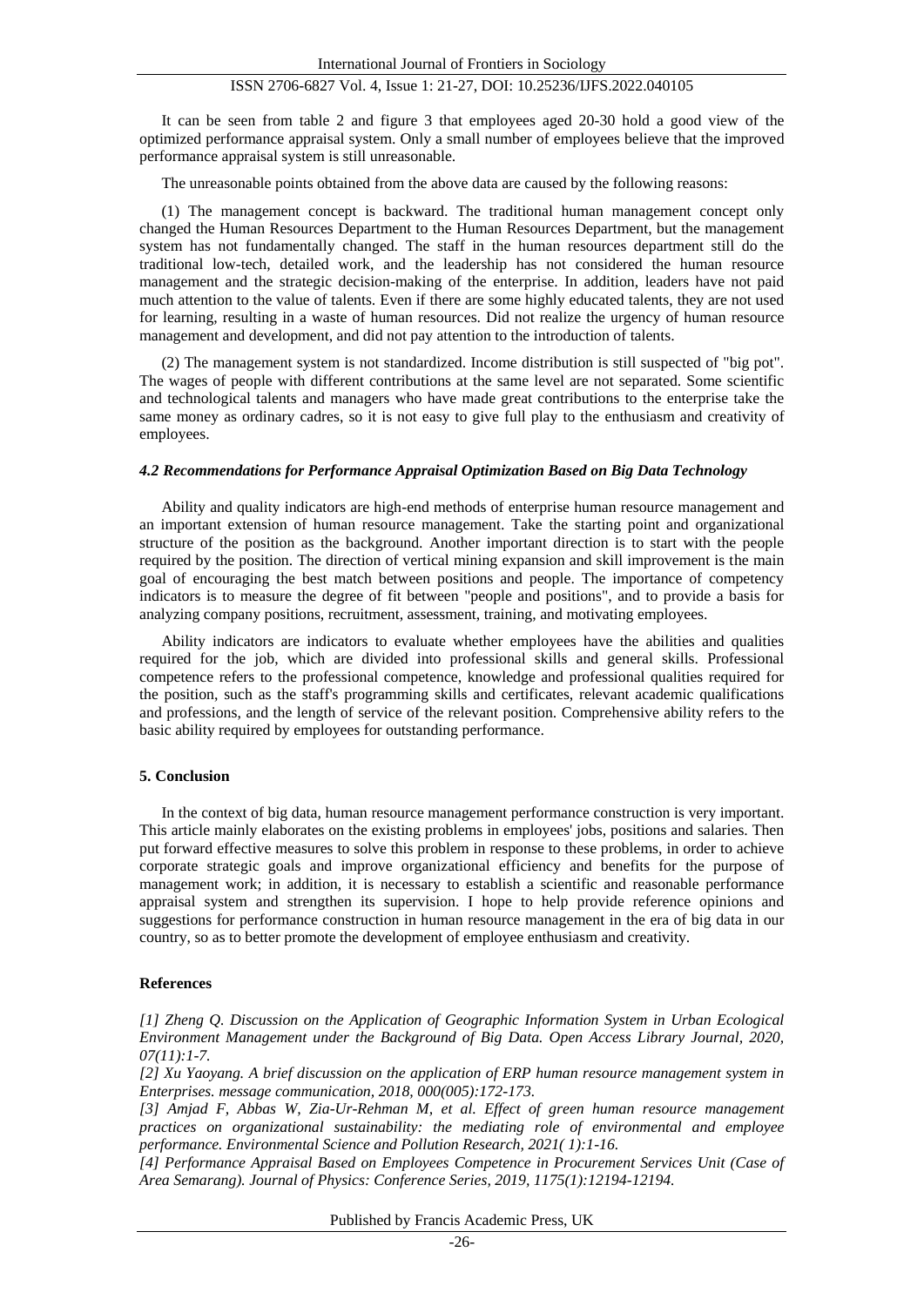It can be seen from table 2 and figure 3 that employees aged 20-30 hold a good view of the optimized performance appraisal system. Only a small number of employees believe that the improved performance appraisal system is still unreasonable.

The unreasonable points obtained from the above data are caused by the following reasons:

(1) The management concept is backward. The traditional human management concept only changed the Human Resources Department to the Human Resources Department, but the management system has not fundamentally changed. The staff in the human resources department still do the traditional low-tech, detailed work, and the leadership has not considered the human resource management and the strategic decision-making of the enterprise. In addition, leaders have not paid much attention to the value of talents. Even if there are some highly educated talents, they are not used for learning, resulting in a waste of human resources. Did not realize the urgency of human resource management and development, and did not pay attention to the introduction of talents.

(2) The management system is not standardized. Income distribution is still suspected of "big pot". The wages of people with different contributions at the same level are not separated. Some scientific and technological talents and managers who have made great contributions to the enterprise take the same money as ordinary cadres, so it is not easy to give full play to the enthusiasm and creativity of employees.

### *4.2 Recommendations for Performance Appraisal Optimization Based on Big Data Technology*

Ability and quality indicators are high-end methods of enterprise human resource management and an important extension of human resource management. Take the starting point and organizational structure of the position as the background. Another important direction is to start with the people required by the position. The direction of vertical mining expansion and skill improvement is the main goal of encouraging the best match between positions and people. The importance of competency indicators is to measure the degree of fit between "people and positions", and to provide a basis for analyzing company positions, recruitment, assessment, training, and motivating employees.

Ability indicators are indicators to evaluate whether employees have the abilities and qualities required for the job, which are divided into professional skills and general skills. Professional competence refers to the professional competence, knowledge and professional qualities required for the position, such as the staff's programming skills and certificates, relevant academic qualifications and professions, and the length of service of the relevant position. Comprehensive ability refers to the basic ability required by employees for outstanding performance.

## 5. Conclusion

In the context of big data, human resource management performance construction is very important. This article mainly elaborates on the existing problems in employees' jobs, positions and salaries. Then put forward effective measures to solve this problem in response to these problems, in order to achieve corporate strategic goals and improve organizational efficiency and benefits for the purpose of management work; in addition, it is necessary to establish a scientific and reasonable performance appraisal system and strengthen its supervision. I hope to help provide reference opinions and suggestions for performance construction in human resource management in the era of big data in our country, so as to better promote the development of employee enthusiasm and creativity.

## References

*[1] Zheng Q. Discussion on the Application of Geographic Information System in Urban Ecological Environment Management under the Background of Big Data. Open Access Library Journal, 2020, 07(11):1-7.*

*[2] Xu Yaoyang. A brief discussion on the application of ERP human resource management system in Enterprises. message communication, 2018, 000(005):172-173.*

*[3] Amjad F, Abbas W, Zia-Ur-Rehman M, et al. Effect of green human resource management practices on organizational sustainability: the mediating role of environmental and employee performance. Environmental Science and Pollution Research, 2021( 1):1-16.*

*[4] Performance Appraisal Based on Employees Competence in Procurement Services Unit (Case of Area Semarang). Journal of Physics: Conference Series, 2019, 1175(1):12194-12194.*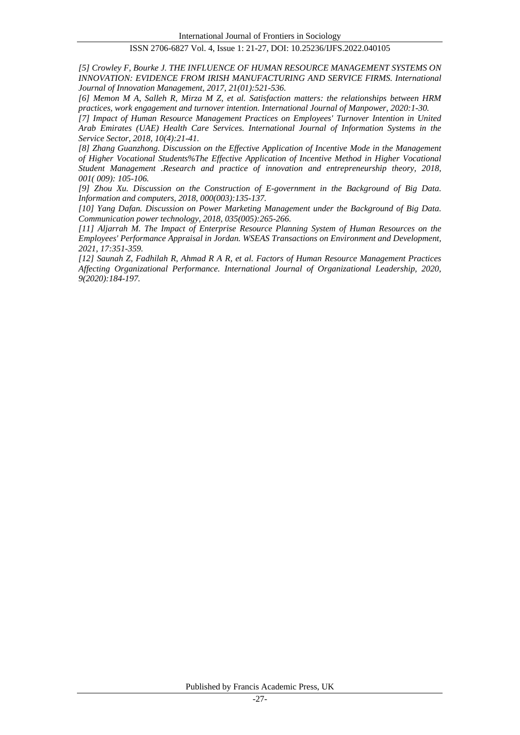*[5] Crowley F, Bourke J. THE INFLUENCE OF HUMAN RESOURCE MANAGEMENT SYSTEMS ON INNOVATION: EVIDENCE FROM IRISH MANUFACTURING AND SERVICE FIRMS. International Journal of Innovation Management, 2017, 21(01):521-536.*

*[6] Memon M A, Salleh R, Mirza M Z, et al. Satisfaction matters: the relationships between HRM practices, work engagement and turnover intention. International Journal of Manpower, 2020:1-30.*

*[7] Impact of Human Resource Management Practices on Employees' Turnover Intention in United Arab Emirates (UAE) Health Care Services. International Journal of Information Systems in the Service Sector, 2018, 10(4):21-41.*

*[8] Zhang Guanzhong. Discussion on the Effective Application of Incentive Mode in the Management of Higher Vocational Students%The Effective Application of Incentive Method in Higher Vocational Student Management .Research and practice of innovation and entrepreneurship theory, 2018, 001( 009): 105-106.*

*[9] Zhou Xu. Discussion on the Construction of E-government in the Background of Big Data. Information and computers, 2018, 000(003):135-137.*

*[10] Yang Dafan. Discussion on Power Marketing Management under the Background of Big Data. Communication power technology, 2018, 035(005):265-266.*

*[11] Aljarrah M. The Impact of Enterprise Resource Planning System of Human Resources on the Employees' Performance Appraisal in Jordan. WSEAS Transactions on Environment and Development, 2021, 17:351-359.*

*[12] Saunah Z, Fadhilah R, Ahmad R A R, et al. Factors of Human Resource Management Practices Affecting Organizational Performance. International Journal of Organizational Leadership, 2020, 9(2020):184-197.*